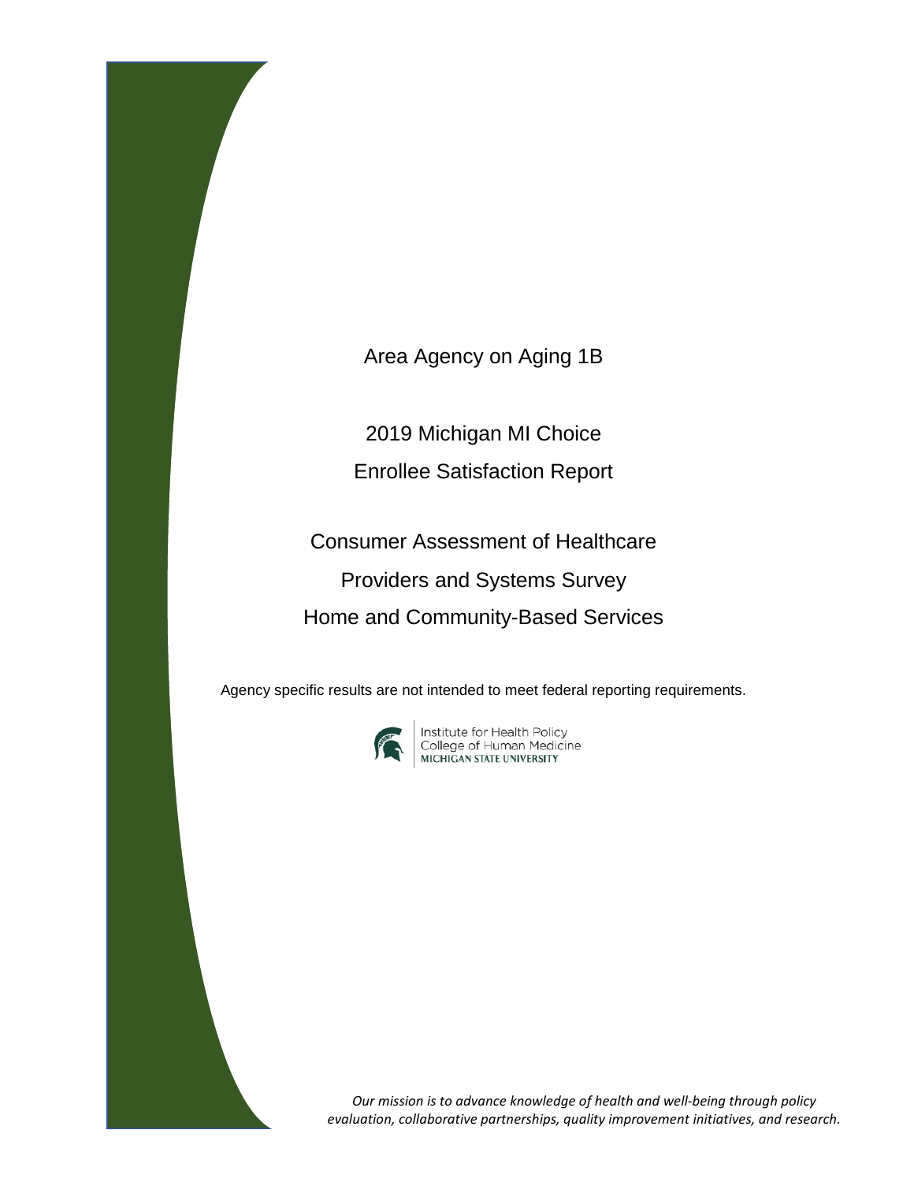# Area Agency on Aging 1B

## 2019 Michigan MI Choice Enrollee Satisfaction Report

## Consumer Assessment of Healthcare Providers and Systems Survey Home and Community-Based Services

Agency specific results are not intended to meet federal reporting requirements.

Institute for Health Policy
College of Human Medicine
MICHIGAN STATE UNIVERSITY

*Our mission is to advance knowledge of health and well-being through policy evaluation, collaborative partnerships, quality improvement initiatives, and research.*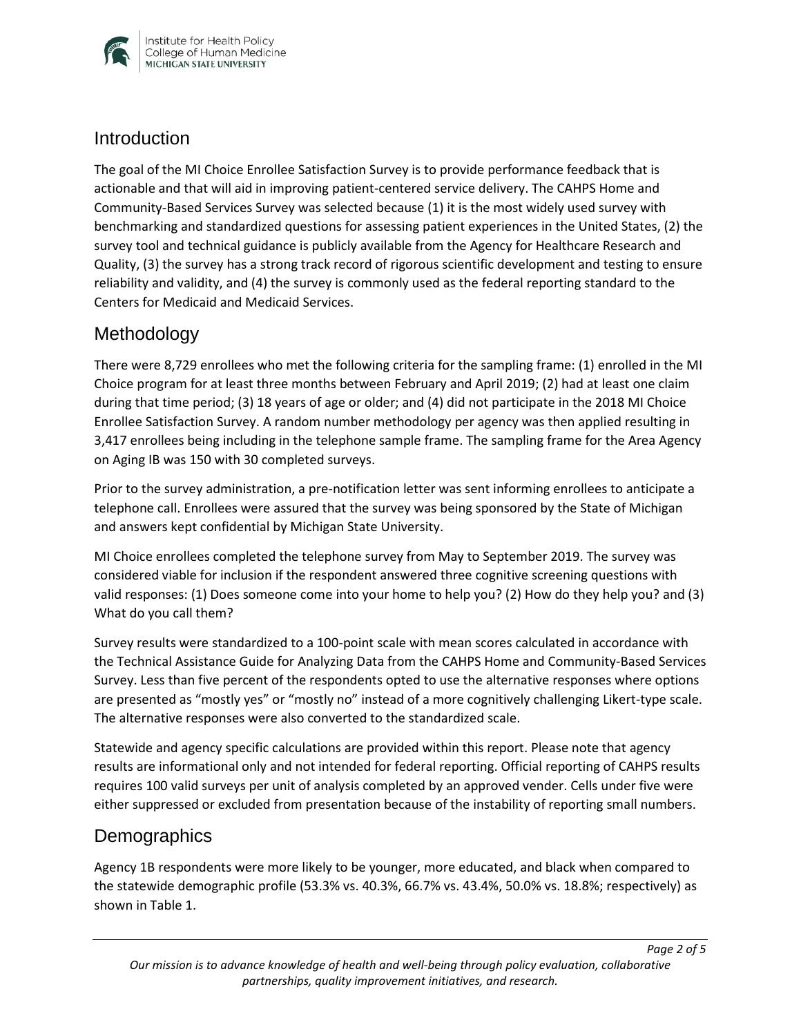## Introduction

The goal of the MI Choice Enrollee Satisfaction Survey is to provide performance feedback that is actionable and that will aid in improving patient-centered service delivery. The CAHPS Home and Community-Based Services Survey was selected because (1) it is the most widely used survey with benchmarking and standardized questions for assessing patient experiences in the United States, (2) the survey tool and technical guidance is publicly available from the Agency for Healthcare Research and Quality, (3) the survey has a strong track record of rigorous scientific development and testing to ensure reliability and validity, and (4) the survey is commonly used as the federal reporting standard to the Centers for Medicaid and Medicaid Services.

## Methodology

There were 8,729 enrollees who met the following criteria for the sampling frame: (1) enrolled in the MI Choice program for at least three months between February and April 2019; (2) had at least one claim during that time period; (3) 18 years of age or older; and (4) did not participate in the 2018 MI Choice Enrollee Satisfaction Survey. A random number methodology per agency was then applied resulting in 3,417 enrollees being including in the telephone sample frame. The sampling frame for the Area Agency on Aging IB was 150 with 30 completed surveys.

Prior to the survey administration, a pre-notification letter was sent informing enrollees to anticipate a telephone call. Enrollees were assured that the survey was being sponsored by the State of Michigan and answers kept confidential by Michigan State University.

MI Choice enrollees completed the telephone survey from May to September 2019. The survey was considered viable for inclusion if the respondent answered three cognitive screening questions with valid responses: (1) Does someone come into your home to help you? (2) How do they help you? and (3) What do you call them?

Survey results were standardized to a 100-point scale with mean scores calculated in accordance with the Technical Assistance Guide for Analyzing Data from the CAHPS Home and Community-Based Services Survey. Less than five percent of the respondents opted to use the alternative responses where options are presented as "mostly yes" or "mostly no" instead of a more cognitively challenging Likert-type scale. The alternative responses were also converted to the standardized scale.

Statewide and agency specific calculations are provided within this report. Please note that agency results are informational only and not intended for federal reporting. Official reporting of CAHPS results requires 100 valid surveys per unit of analysis completed by an approved vender. Cells under five were either suppressed or excluded from presentation because of the instability of reporting small numbers.

## Demographics

Agency 1B respondents were more likely to be younger, more educated, and black when compared to the statewide demographic profile (53.3% vs. 40.3%, 66.7% vs. 43.4%, 50.0% vs. 18.8%; respectively) as shown in Table 1.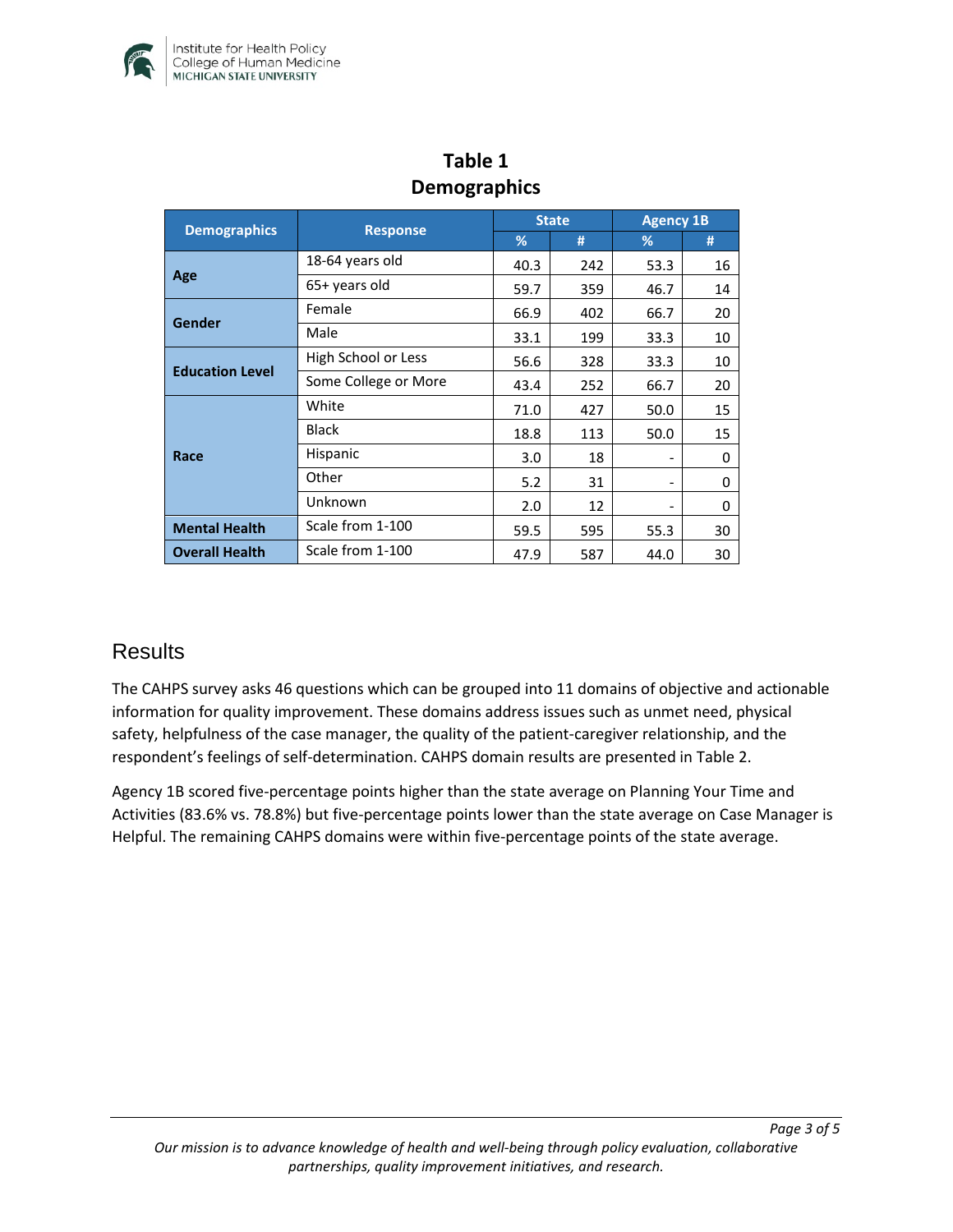**Table 1**
**Demographics**

| Demographics | Response | State | | Agency 1B | |
|---|---|---|---|---|---|
| | | % | # | % | # |
| **Age** | 18-64 years old | 40.3 | 242 | 53.3 | 16 |
| | 65+ years old | 59.7 | 359 | 46.7 | 14 |
| **Gender** | Female | 66.9 | 402 | 66.7 | 20 |
| | Male | 33.1 | 199 | 33.3 | 10 |
| **Education Level** | High School or Less | 56.6 | 328 | 33.3 | 10 |
| | Some College or More | 43.4 | 252 | 66.7 | 20 |
| **Race** | White | 71.0 | 427 | 50.0 | 15 |
| | Black | 18.8 | 113 | 50.0 | 15 |
| | Hispanic | 3.0 | 18 | - | 0 |
| | Other | 5.2 | 31 | - | 0 |
| | Unknown | 2.0 | 12 | - | 0 |
| **Mental Health** | Scale from 1-100 | 59.5 | 595 | 55.3 | 30 |
| **Overall Health** | Scale from 1-100 | 47.9 | 587 | 44.0 | 30 |

## Results

The CAHPS survey asks 46 questions which can be grouped into 11 domains of objective and actionable information for quality improvement. These domains address issues such as unmet need, physical safety, helpfulness of the case manager, the quality of the patient-caregiver relationship, and the respondent's feelings of self-determination. CAHPS domain results are presented in Table 2.

Agency 1B scored five-percentage points higher than the state average on Planning Your Time and Activities (83.6% vs. 78.8%) but five-percentage points lower than the state average on Case Manager is Helpful. The remaining CAHPS domains were within five-percentage points of the state average.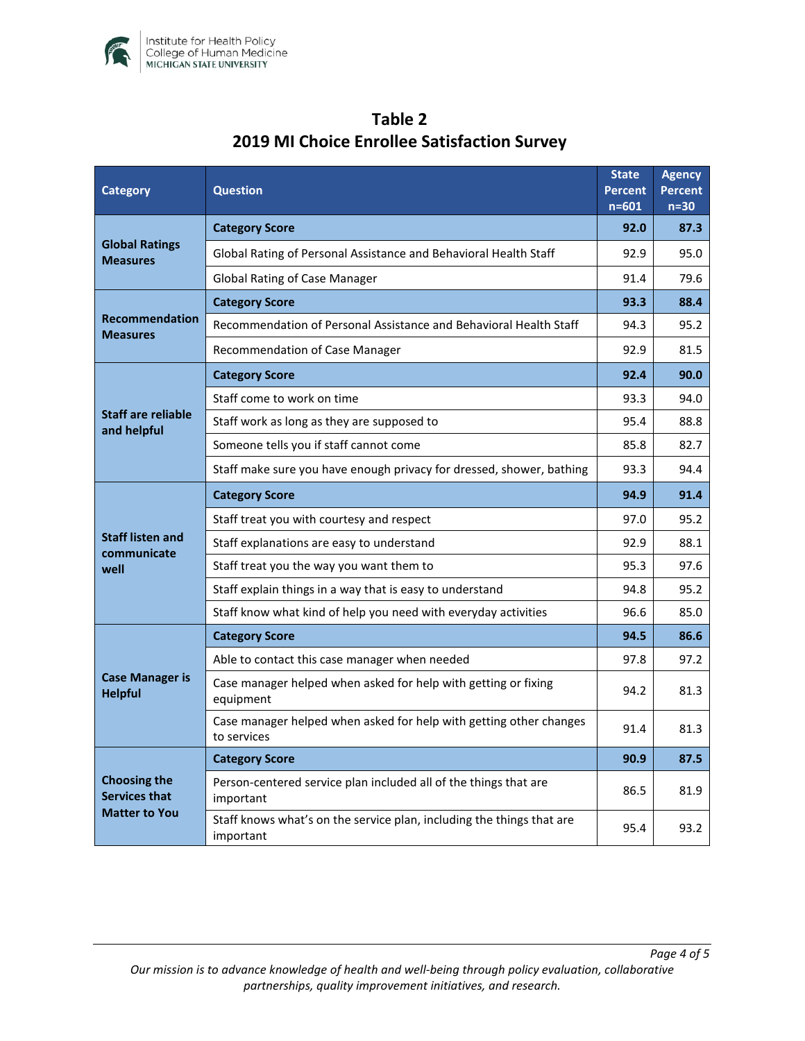# Table 2
## 2019 MI Choice Enrollee Satisfaction Survey

| Category | Question | State Percent n=601 | Agency Percent n=30 |
|---|---|---|---|
| Global Ratings Measures | **Category Score** | **92.0** | **87.3** |
| | Global Rating of Personal Assistance and Behavioral Health Staff | 92.9 | 95.0 |
| | Global Rating of Case Manager | 91.4 | 79.6 |
| Recommendation Measures | **Category Score** | **93.3** | **88.4** |
| | Recommendation of Personal Assistance and Behavioral Health Staff | 94.3 | 95.2 |
| | Recommendation of Case Manager | 92.9 | 81.5 |
| Staff are reliable and helpful | **Category Score** | **92.4** | **90.0** |
| | Staff come to work on time | 93.3 | 94.0 |
| | Staff work as long as they are supposed to | 95.4 | 88.8 |
| | Someone tells you if staff cannot come | 85.8 | 82.7 |
| | Staff make sure you have enough privacy for dressed, shower, bathing | 93.3 | 94.4 |
| Staff listen and communicate well | **Category Score** | **94.9** | **91.4** |
| | Staff treat you with courtesy and respect | 97.0 | 95.2 |
| | Staff explanations are easy to understand | 92.9 | 88.1 |
| | Staff treat you the way you want them to | 95.3 | 97.6 |
| | Staff explain things in a way that is easy to understand | 94.8 | 95.2 |
| | Staff know what kind of help you need with everyday activities | 96.6 | 85.0 |
| Case Manager is Helpful | **Category Score** | **94.5** | **86.6** |
| | Able to contact this case manager when needed | 97.8 | 97.2 |
| | Case manager helped when asked for help with getting or fixing equipment | 94.2 | 81.3 |
| | Case manager helped when asked for help with getting other changes to services | 91.4 | 81.3 |
| Choosing the Services that Matter to You | **Category Score** | **90.9** | **87.5** |
| | Person-centered service plan included all of the things that are important | 86.5 | 81.9 |
| | Staff knows what's on the service plan, including the things that are important | 95.4 | 93.2 |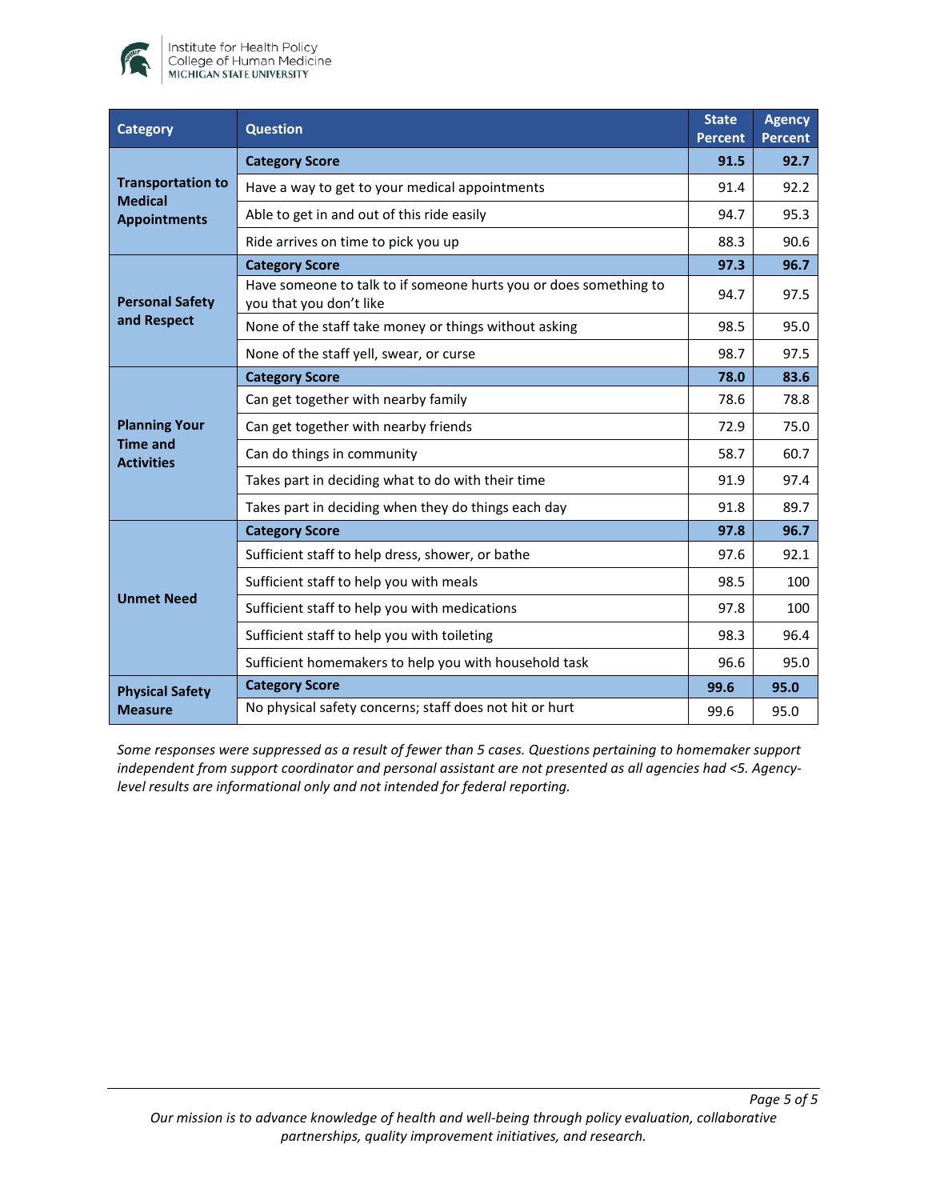| Category | Question | State Percent | Agency Percent |
|---|---|---|---|
| **Transportation to Medical Appointments** | **Category Score** | **91.5** | **92.7** |
| | Have a way to get to your medical appointments | 91.4 | 92.2 |
| | Able to get in and out of this ride easily | 94.7 | 95.3 |
| | Ride arrives on time to pick you up | 88.3 | 90.6 |
| **Personal Safety and Respect** | **Category Score** | **97.3** | **96.7** |
| | Have someone to talk to if someone hurts you or does something to you that you don't like | 94.7 | 97.5 |
| | None of the staff take money or things without asking | 98.5 | 95.0 |
| | None of the staff yell, swear, or curse | 98.7 | 97.5 |
| **Planning Your Time and Activities** | **Category Score** | **78.0** | **83.6** |
| | Can get together with nearby family | 78.6 | 78.8 |
| | Can get together with nearby friends | 72.9 | 75.0 |
| | Can do things in community | 58.7 | 60.7 |
| | Takes part in deciding what to do with their time | 91.9 | 97.4 |
| | Takes part in deciding when they do things each day | 91.8 | 89.7 |
| **Unmet Need** | **Category Score** | **97.8** | **96.7** |
| | Sufficient staff to help dress, shower, or bathe | 97.6 | 92.1 |
| | Sufficient staff to help you with meals | 98.5 | 100 |
| | Sufficient staff to help you with medications | 97.8 | 100 |
| | Sufficient staff to help you with toileting | 98.3 | 96.4 |
| | Sufficient homemakers to help you with household task | 96.6 | 95.0 |
| **Physical Safety Measure** | **Category Score** | **99.6** | **95.0** |
| | No physical safety concerns; staff does not hit or hurt | 99.6 | 95.0 |

*Some responses were suppressed as a result of fewer than 5 cases. Questions pertaining to homemaker support independent from support coordinator and personal assistant are not presented as all agencies had <5. Agency-level results are informational only and not intended for federal reporting.*